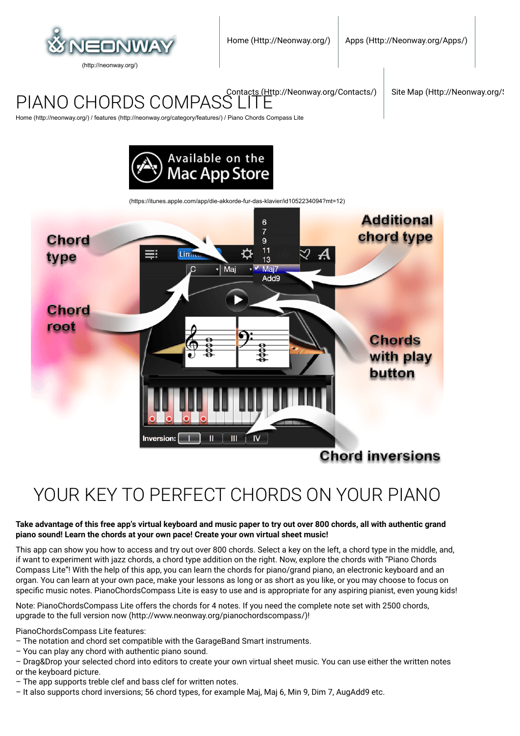(http://neonway.org/)

Home (Http://Neonway.org/) | Apps (Http://Neonway.org/Apps/) | Contacts (Http://Neonway.org/Contacts/) | Site Map (Http://Neonway.org/S

# PIANO CHORDS COMPASS LITE

Home (http://neonway.org/) / features (http://neonway.org/category/features/) / Piano Chords Compass Lite

(https://itunes.apple.com/app/die-akkorde-fur-das-klavier/id1052234094?mt=12)

## YOUR KEY TO PERFECT CHORDS ON YOUR PIANO

**Take advantage of this free app's virtual keyboard and music paper to try out over 800 chords, all with authentic grand piano sound! Learn the chords at your own pace! Create your own virtual sheet music!**

This app can show you how to access and try out over 800 chords. Select a key on the left, a chord type in the middle, and, if want to experiment with jazz chords, a chord type addition on the right. Now, explore the chords with "Piano Chords Compass Lite"! With the help of this app, you can learn the chords for piano/grand piano, an electronic keyboard and an organ. You can learn at your own pace, make your lessons as long or as short as you like, or you may choose to focus on specific music notes. PianoChordsCompass Lite is easy to use and is appropriate for any aspiring pianist, even young kids!

Note: PianoChordsCompass Lite offers the chords for 4 notes. If you need the complete note set with 2500 chords, upgrade to the full version now (http://www.neonway.org/pianochordscompass/)!

PianoChordsCompass Lite features:
– The notation and chord set compatible with the GarageBand Smart instruments.
– You can play any chord with authentic piano sound.
– Drag&Drop your selected chord into editors to create your own virtual sheet music. You can use either the written notes or the keyboard picture.
– The app supports treble clef and bass clef for written notes.
– It also supports chord inversions; 56 chord types, for example Maj, Maj 6, Min 9, Dim 7, AugAdd9 etc.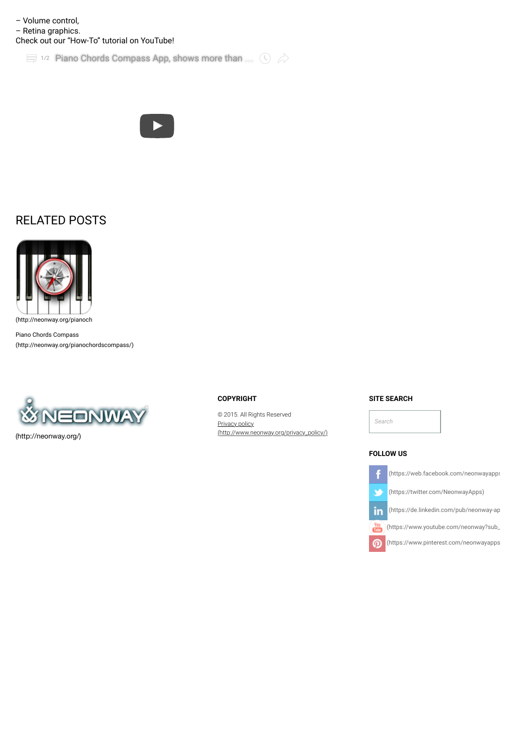– Volume control,
– Retina graphics.
Check out our "How-To" tutorial on YouTube!

1/2 Piano Chords Compass App, shows more than ...

## RELATED POSTS

(http://neonway.org/pianoch

Piano Chords Compass
(http://neonway.org/pianochordscompass/)

(http://neonway.org/)

**COPYRIGHT**

© 2015. All Rights Reserved
Privacy policy
(http://www.neonway.org/privacy_policy/)

**SITE SEARCH**

Search

**FOLLOW US**

(https://web.facebook.com/neonwayapps

(https://twitter.com/NeonwayApps)

(https://de.linkedin.com/pub/neonway-ap

(https://www.youtube.com/neonway?sub_

(https://www.pinterest.com/neonwayapps